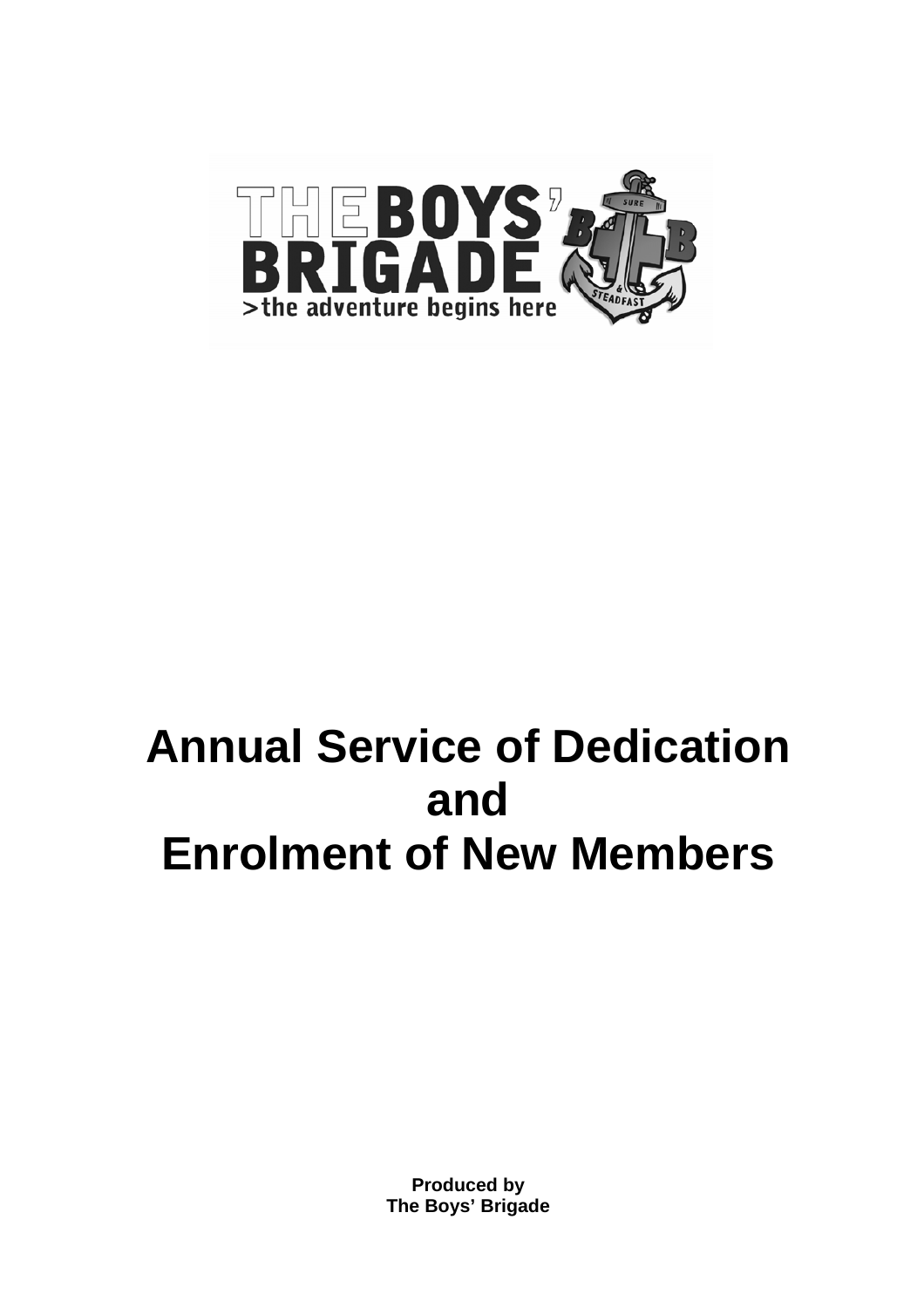# Annual Service of Dedication and Enrolment of New Members

**Produced by**
**The Boys' Brigade**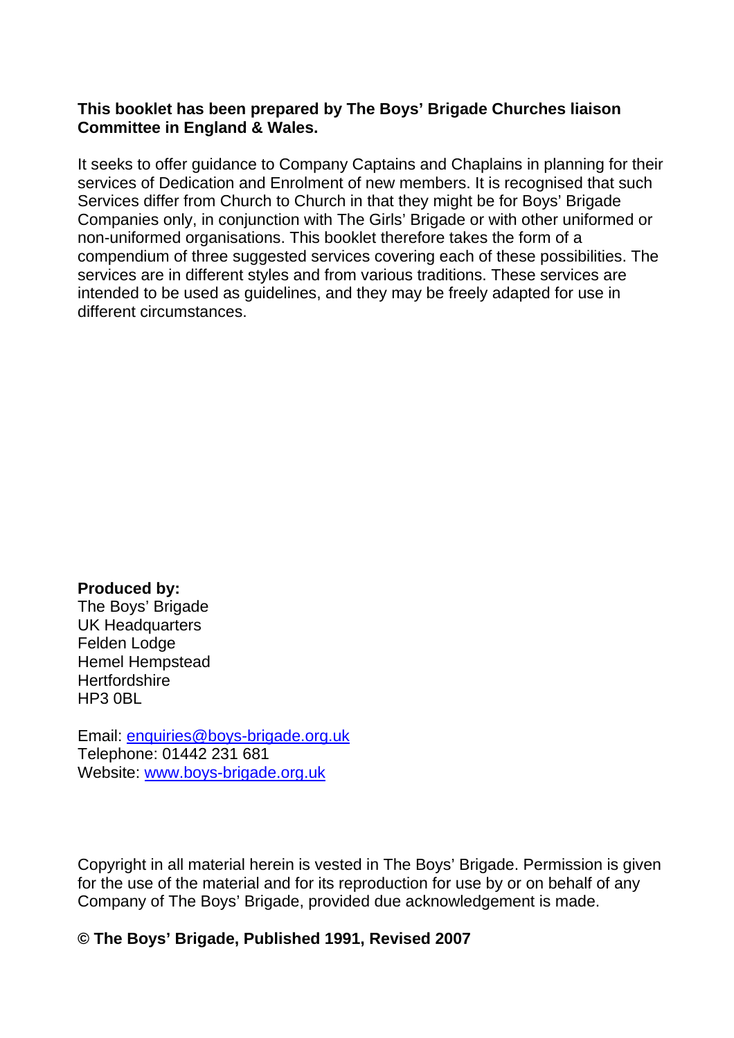**This booklet has been prepared by The Boys' Brigade Churches liaison Committee in England & Wales.**

It seeks to offer guidance to Company Captains and Chaplains in planning for their services of Dedication and Enrolment of new members. It is recognised that such Services differ from Church to Church in that they might be for Boys' Brigade Companies only, in conjunction with The Girls' Brigade or with other uniformed or non-uniformed organisations. This booklet therefore takes the form of a compendium of three suggested services covering each of these possibilities. The services are in different styles and from various traditions. These services are intended to be used as guidelines, and they may be freely adapted for use in different circumstances.

**Produced by:**
The Boys' Brigade
UK Headquarters
Felden Lodge
Hemel Hempstead
Hertfordshire
HP3 0BL

Email: enquiries@boys-brigade.org.uk
Telephone: 01442 231 681
Website: www.boys-brigade.org.uk

Copyright in all material herein is vested in The Boys' Brigade. Permission is given for the use of the material and for its reproduction for use by or on behalf of any Company of The Boys' Brigade, provided due acknowledgement is made.

**© The Boys' Brigade, Published 1991, Revised 2007**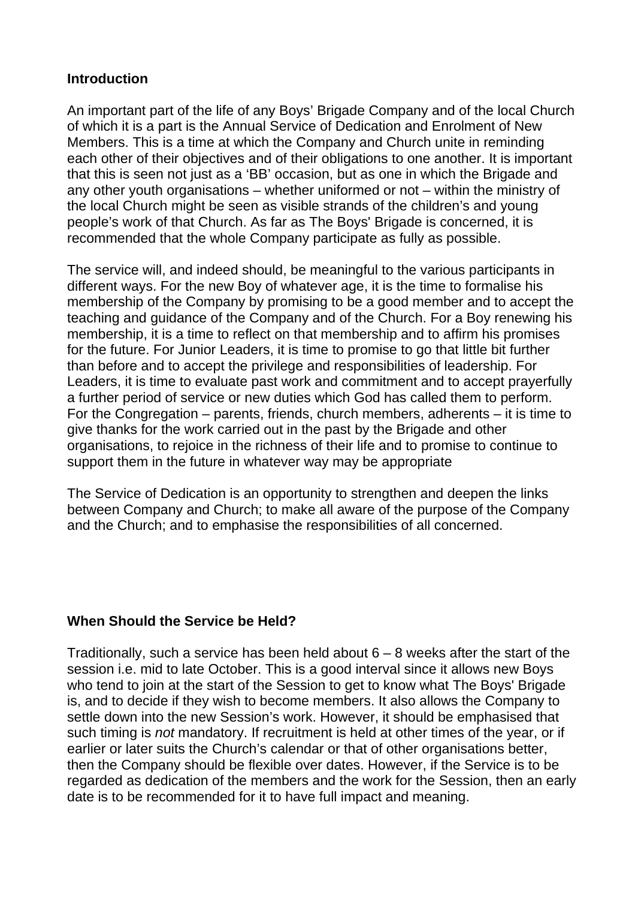**Introduction**

An important part of the life of any Boys' Brigade Company and of the local Church of which it is a part is the Annual Service of Dedication and Enrolment of New Members. This is a time at which the Company and Church unite in reminding each other of their objectives and of their obligations to one another. It is important that this is seen not just as a 'BB' occasion, but as one in which the Brigade and any other youth organisations – whether uniformed or not – within the ministry of the local Church might be seen as visible strands of the children's and young people's work of that Church. As far as The Boys' Brigade is concerned, it is recommended that the whole Company participate as fully as possible.

The service will, and indeed should, be meaningful to the various participants in different ways. For the new Boy of whatever age, it is the time to formalise his membership of the Company by promising to be a good member and to accept the teaching and guidance of the Company and of the Church. For a Boy renewing his membership, it is a time to reflect on that membership and to affirm his promises for the future. For Junior Leaders, it is time to promise to go that little bit further than before and to accept the privilege and responsibilities of leadership. For Leaders, it is time to evaluate past work and commitment and to accept prayerfully a further period of service or new duties which God has called them to perform. For the Congregation – parents, friends, church members, adherents – it is time to give thanks for the work carried out in the past by the Brigade and other organisations, to rejoice in the richness of their life and to promise to continue to support them in the future in whatever way may be appropriate

The Service of Dedication is an opportunity to strengthen and deepen the links between Company and Church; to make all aware of the purpose of the Company and the Church; and to emphasise the responsibilities of all concerned.

**When Should the Service be Held?**

Traditionally, such a service has been held about 6 – 8 weeks after the start of the session i.e. mid to late October. This is a good interval since it allows new Boys who tend to join at the start of the Session to get to know what The Boys' Brigade is, and to decide if they wish to become members. It also allows the Company to settle down into the new Session's work. However, it should be emphasised that such timing is *not* mandatory. If recruitment is held at other times of the year, or if earlier or later suits the Church's calendar or that of other organisations better, then the Company should be flexible over dates. However, if the Service is to be regarded as dedication of the members and the work for the Session, then an early date is to be recommended for it to have full impact and meaning.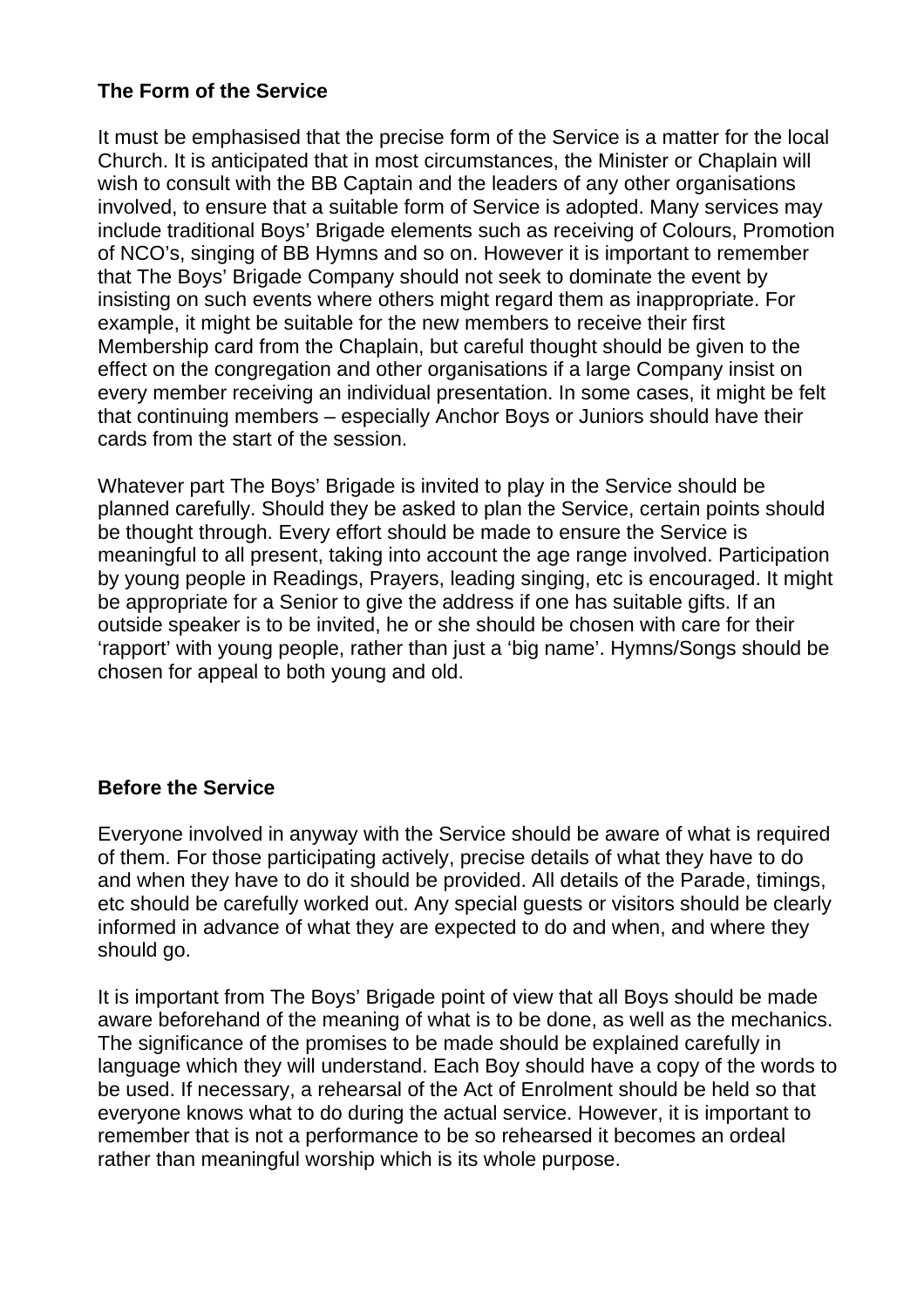## The Form of the Service

It must be emphasised that the precise form of the Service is a matter for the local Church. It is anticipated that in most circumstances, the Minister or Chaplain will wish to consult with the BB Captain and the leaders of any other organisations involved, to ensure that a suitable form of Service is adopted. Many services may include traditional Boys' Brigade elements such as receiving of Colours, Promotion of NCO's, singing of BB Hymns and so on. However it is important to remember that The Boys' Brigade Company should not seek to dominate the event by insisting on such events where others might regard them as inappropriate. For example, it might be suitable for the new members to receive their first Membership card from the Chaplain, but careful thought should be given to the effect on the congregation and other organisations if a large Company insist on every member receiving an individual presentation. In some cases, it might be felt that continuing members – especially Anchor Boys or Juniors should have their cards from the start of the session.

Whatever part The Boys' Brigade is invited to play in the Service should be planned carefully. Should they be asked to plan the Service, certain points should be thought through. Every effort should be made to ensure the Service is meaningful to all present, taking into account the age range involved. Participation by young people in Readings, Prayers, leading singing, etc is encouraged. It might be appropriate for a Senior to give the address if one has suitable gifts. If an outside speaker is to be invited, he or she should be chosen with care for their 'rapport' with young people, rather than just a 'big name'. Hymns/Songs should be chosen for appeal to both young and old.

## Before the Service

Everyone involved in anyway with the Service should be aware of what is required of them. For those participating actively, precise details of what they have to do and when they have to do it should be provided. All details of the Parade, timings, etc should be carefully worked out. Any special guests or visitors should be clearly informed in advance of what they are expected to do and when, and where they should go.

It is important from The Boys' Brigade point of view that all Boys should be made aware beforehand of the meaning of what is to be done, as well as the mechanics. The significance of the promises to be made should be explained carefully in language which they will understand. Each Boy should have a copy of the words to be used. If necessary, a rehearsal of the Act of Enrolment should be held so that everyone knows what to do during the actual service. However, it is important to remember that is not a performance to be so rehearsed it becomes an ordeal rather than meaningful worship which is its whole purpose.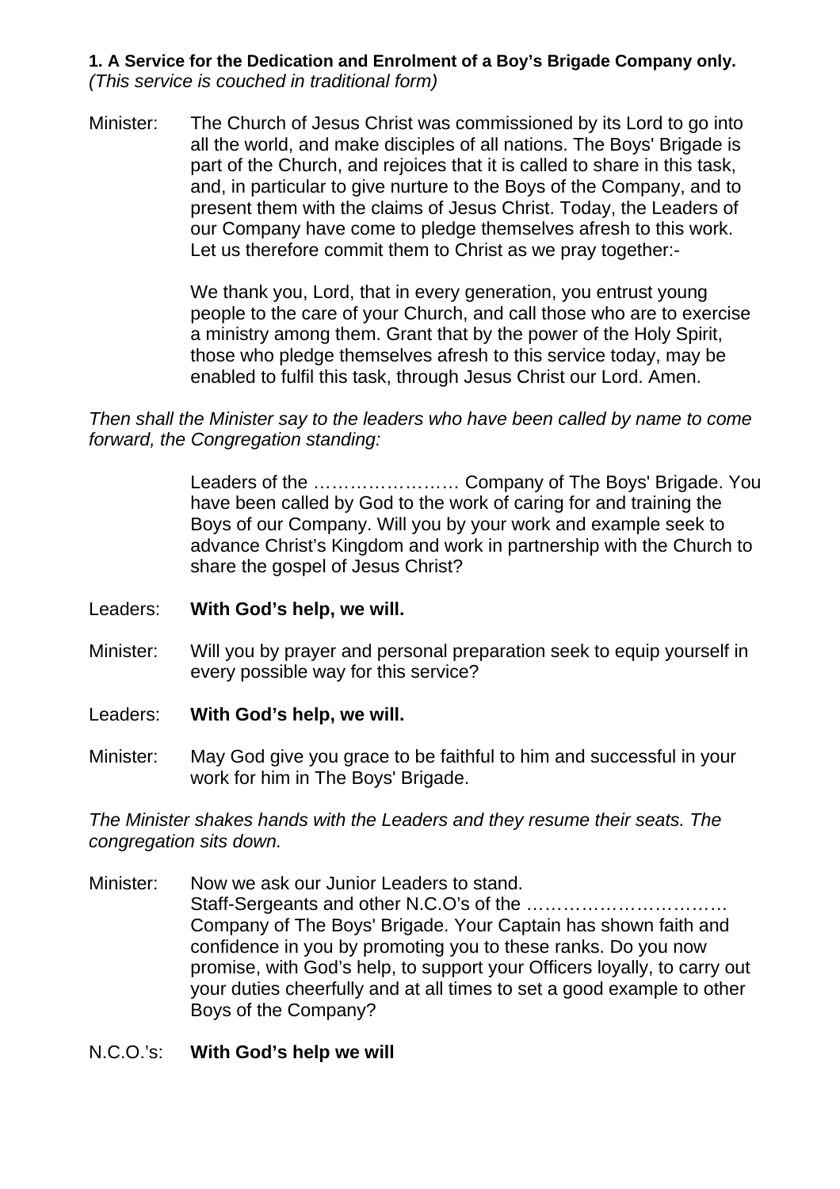**1. A Service for the Dedication and Enrolment of a Boy's Brigade Company only.**
*(This service is couched in traditional form)*

Minister: The Church of Jesus Christ was commissioned by its Lord to go into all the world, and make disciples of all nations. The Boys' Brigade is part of the Church, and rejoices that it is called to share in this task, and, in particular to give nurture to the Boys of the Company, and to present them with the claims of Jesus Christ. Today, the Leaders of our Company have come to pledge themselves afresh to this work. Let us therefore commit them to Christ as we pray together:-

We thank you, Lord, that in every generation, you entrust young people to the care of your Church, and call those who are to exercise a ministry among them. Grant that by the power of the Holy Spirit, those who pledge themselves afresh to this service today, may be enabled to fulfil this task, through Jesus Christ our Lord. Amen.

*Then shall the Minister say to the leaders who have been called by name to come forward, the Congregation standing:*

Leaders of the …………………… Company of The Boys' Brigade. You have been called by God to the work of caring for and training the Boys of our Company. Will you by your work and example seek to advance Christ's Kingdom and work in partnership with the Church to share the gospel of Jesus Christ?

Leaders: **With God's help, we will.**

Minister: Will you by prayer and personal preparation seek to equip yourself in every possible way for this service?

Leaders: **With God's help, we will.**

Minister: May God give you grace to be faithful to him and successful in your work for him in The Boys' Brigade.

*The Minister shakes hands with the Leaders and they resume their seats. The congregation sits down.*

Minister: Now we ask our Junior Leaders to stand.
Staff-Sergeants and other N.C.O's of the …………………………… Company of The Boys' Brigade. Your Captain has shown faith and confidence in you by promoting you to these ranks. Do you now promise, with God's help, to support your Officers loyally, to carry out your duties cheerfully and at all times to set a good example to other Boys of the Company?

N.C.O.'s: **With God's help we will**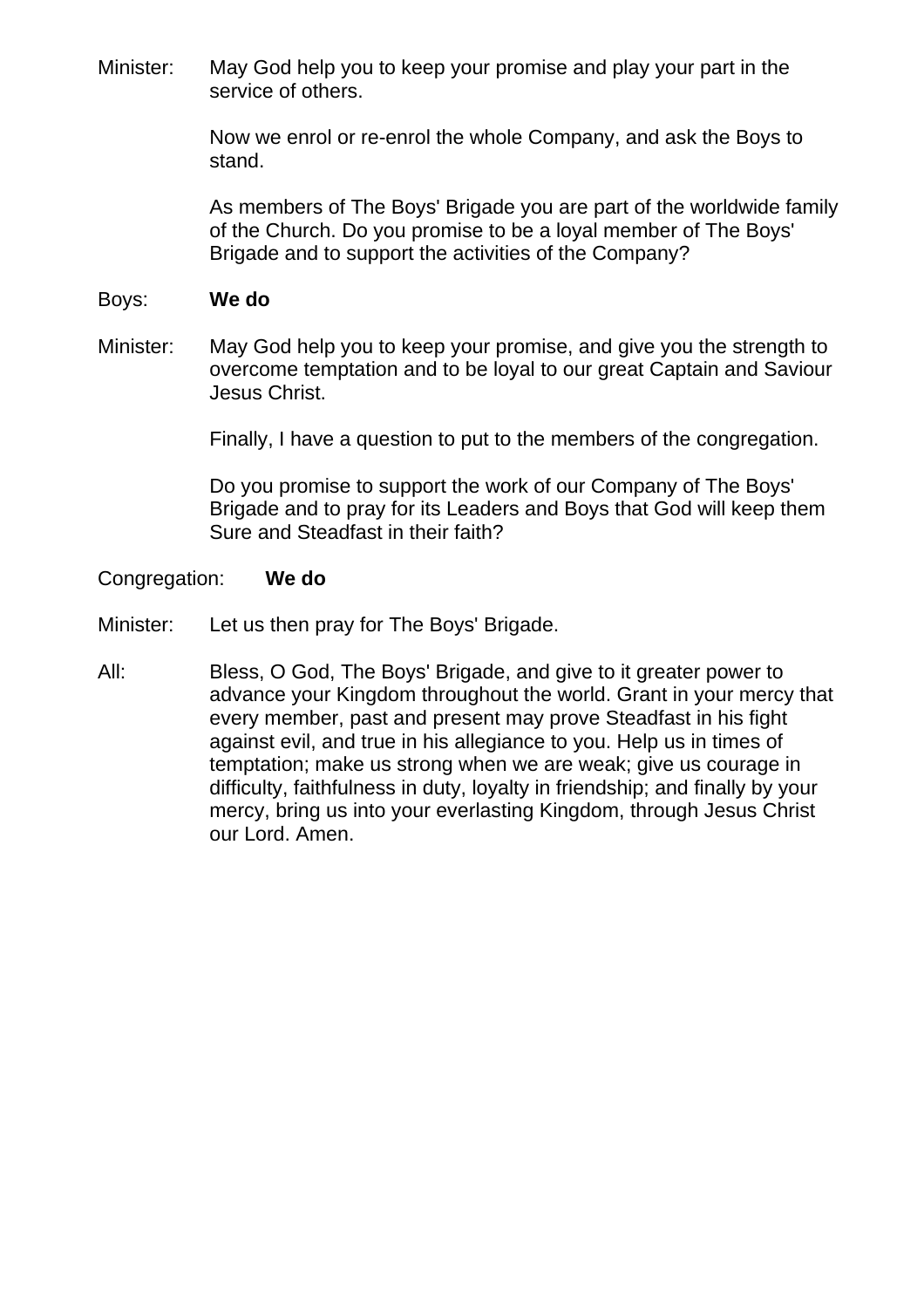Minister: May God help you to keep your promise and play your part in the service of others.

Now we enrol or re-enrol the whole Company, and ask the Boys to stand.

As members of The Boys' Brigade you are part of the worldwide family of the Church. Do you promise to be a loyal member of The Boys' Brigade and to support the activities of the Company?

Boys: **We do**

Minister: May God help you to keep your promise, and give you the strength to overcome temptation and to be loyal to our great Captain and Saviour Jesus Christ.

Finally, I have a question to put to the members of the congregation.

Do you promise to support the work of our Company of The Boys' Brigade and to pray for its Leaders and Boys that God will keep them Sure and Steadfast in their faith?

Congregation: **We do**

Minister: Let us then pray for The Boys' Brigade.

All: Bless, O God, The Boys' Brigade, and give to it greater power to advance your Kingdom throughout the world. Grant in your mercy that every member, past and present may prove Steadfast in his fight against evil, and true in his allegiance to you. Help us in times of temptation; make us strong when we are weak; give us courage in difficulty, faithfulness in duty, loyalty in friendship; and finally by your mercy, bring us into your everlasting Kingdom, through Jesus Christ our Lord. Amen.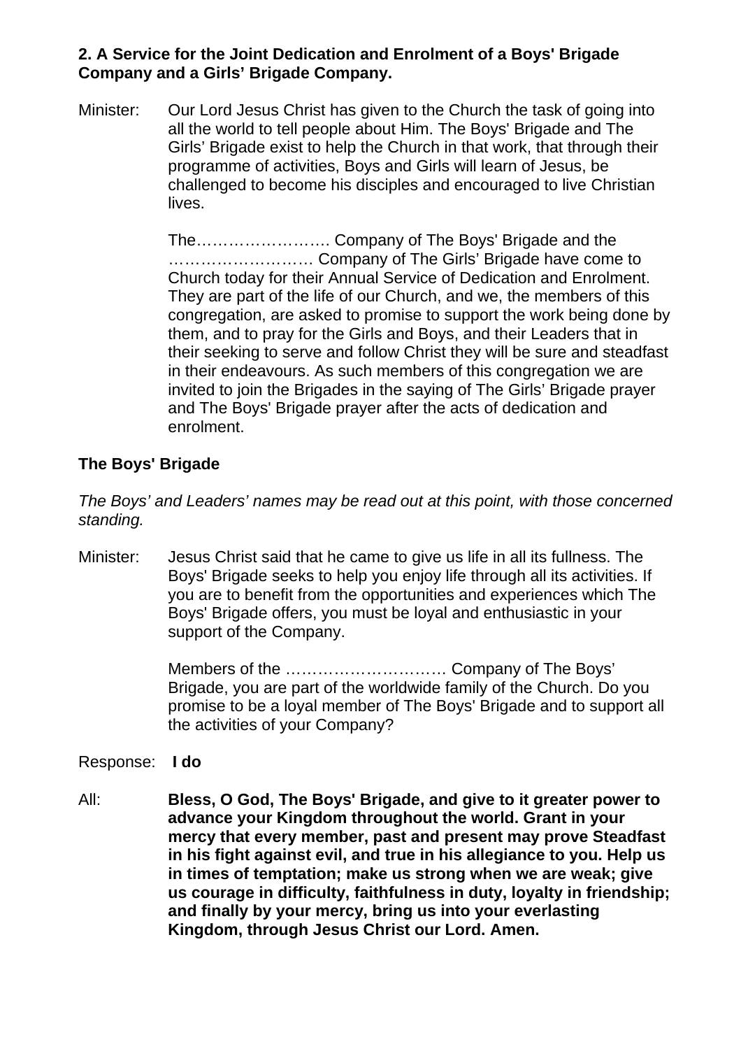**2. A Service for the Joint Dedication and Enrolment of a Boys' Brigade Company and a Girls' Brigade Company.**

Minister: Our Lord Jesus Christ has given to the Church the task of going into all the world to tell people about Him. The Boys' Brigade and The Girls' Brigade exist to help the Church in that work, that through their programme of activities, Boys and Girls will learn of Jesus, be challenged to become his disciples and encouraged to live Christian lives.

The……………………. Company of The Boys' Brigade and the ……………………… Company of The Girls' Brigade have come to Church today for their Annual Service of Dedication and Enrolment. They are part of the life of our Church, and we, the members of this congregation, are asked to promise to support the work being done by them, and to pray for the Girls and Boys, and their Leaders that in their seeking to serve and follow Christ they will be sure and steadfast in their endeavours. As such members of this congregation we are invited to join the Brigades in the saying of The Girls' Brigade prayer and The Boys' Brigade prayer after the acts of dedication and enrolment.

**The Boys' Brigade**

*The Boys' and Leaders' names may be read out at this point, with those concerned standing.*

Minister: Jesus Christ said that he came to give us life in all its fullness. The Boys' Brigade seeks to help you enjoy life through all its activities. If you are to benefit from the opportunities and experiences which The Boys' Brigade offers, you must be loyal and enthusiastic in your support of the Company.

Members of the ………………………… Company of The Boys' Brigade, you are part of the worldwide family of the Church. Do you promise to be a loyal member of The Boys' Brigade and to support all the activities of your Company?

Response: **I do**

All: **Bless, O God, The Boys' Brigade, and give to it greater power to advance your Kingdom throughout the world. Grant in your mercy that every member, past and present may prove Steadfast in his fight against evil, and true in his allegiance to you. Help us in times of temptation; make us strong when we are weak; give us courage in difficulty, faithfulness in duty, loyalty in friendship; and finally by your mercy, bring us into your everlasting Kingdom, through Jesus Christ our Lord. Amen.**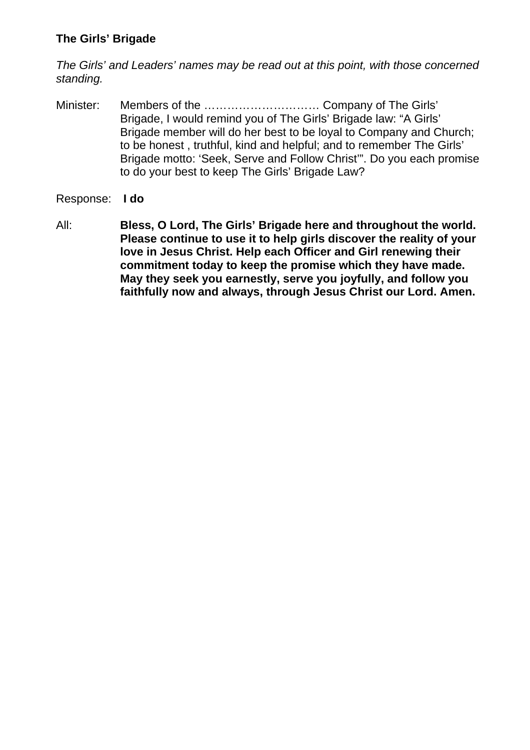**The Girls' Brigade**

*The Girls' and Leaders' names may be read out at this point, with those concerned standing.*

Minister: Members of the ………………………… Company of The Girls' Brigade, I would remind you of The Girls' Brigade law: "A Girls' Brigade member will do her best to be loyal to Company and Church; to be honest , truthful, kind and helpful; and to remember The Girls' Brigade motto: 'Seek, Serve and Follow Christ'". Do you each promise to do your best to keep The Girls' Brigade Law?

Response: **I do**

All: **Bless, O Lord, The Girls' Brigade here and throughout the world. Please continue to use it to help girls discover the reality of your love in Jesus Christ. Help each Officer and Girl renewing their commitment today to keep the promise which they have made. May they seek you earnestly, serve you joyfully, and follow you faithfully now and always, through Jesus Christ our Lord. Amen.**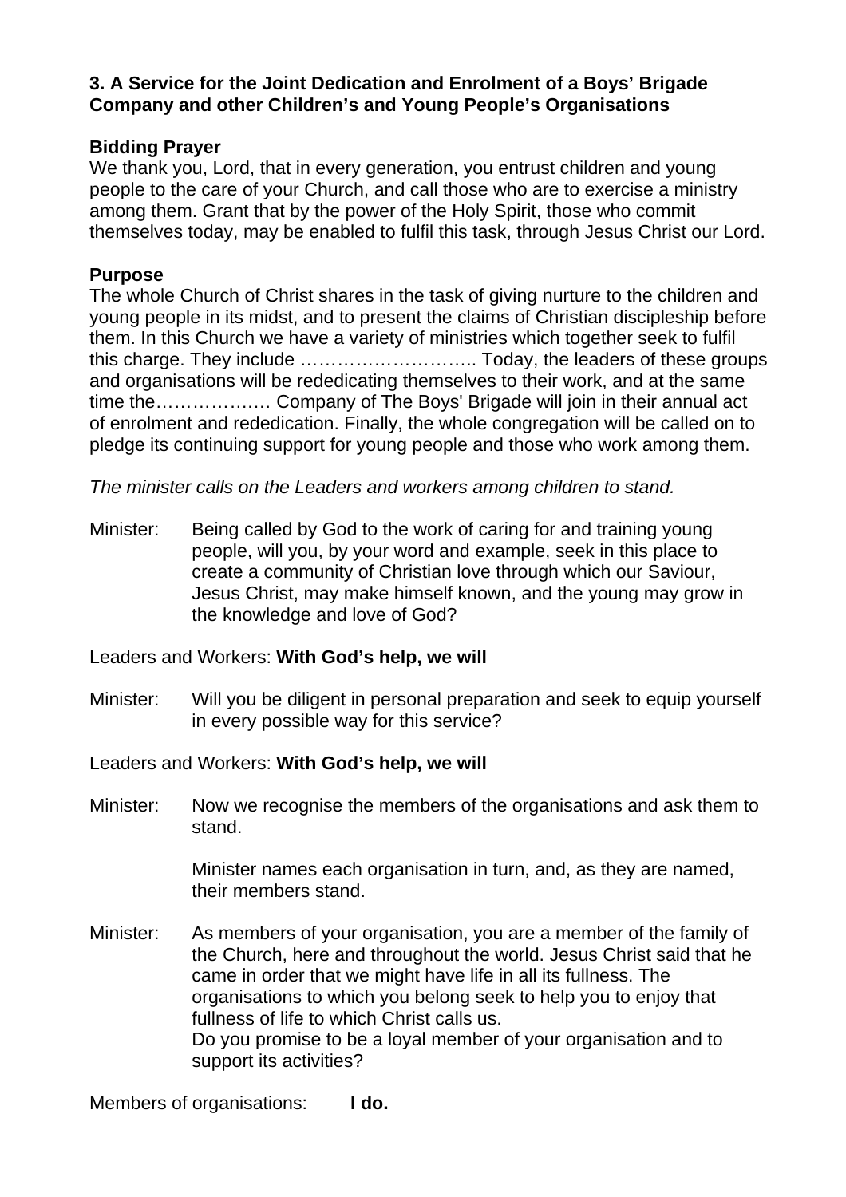**3. A Service for the Joint Dedication and Enrolment of a Boys' Brigade Company and other Children's and Young People's Organisations**

**Bidding Prayer**

We thank you, Lord, that in every generation, you entrust children and young people to the care of your Church, and call those who are to exercise a ministry among them. Grant that by the power of the Holy Spirit, those who commit themselves today, may be enabled to fulfil this task, through Jesus Christ our Lord.

**Purpose**

The whole Church of Christ shares in the task of giving nurture to the children and young people in its midst, and to present the claims of Christian discipleship before them. In this Church we have a variety of ministries which together seek to fulfil this charge. They include ……….……………….. Today, the leaders of these groups and organisations will be rededicating themselves to their work, and at the same time the……………..… Company of The Boys' Brigade will join in their annual act of enrolment and rededication. Finally, the whole congregation will be called on to pledge its continuing support for young people and those who work among them.

*The minister calls on the Leaders and workers among children to stand.*

Minister: Being called by God to the work of caring for and training young people, will you, by your word and example, seek in this place to create a community of Christian love through which our Saviour, Jesus Christ, may make himself known, and the young may grow in the knowledge and love of God?

Leaders and Workers: **With God's help, we will**

Minister: Will you be diligent in personal preparation and seek to equip yourself in every possible way for this service?

Leaders and Workers: **With God's help, we will**

Minister: Now we recognise the members of the organisations and ask them to stand.

Minister names each organisation in turn, and, as they are named, their members stand.

Minister: As members of your organisation, you are a member of the family of the Church, here and throughout the world. Jesus Christ said that he came in order that we might have life in all its fullness. The organisations to which you belong seek to help you to enjoy that fullness of life to which Christ calls us.
Do you promise to be a loyal member of your organisation and to support its activities?

Members of organisations: **I do.**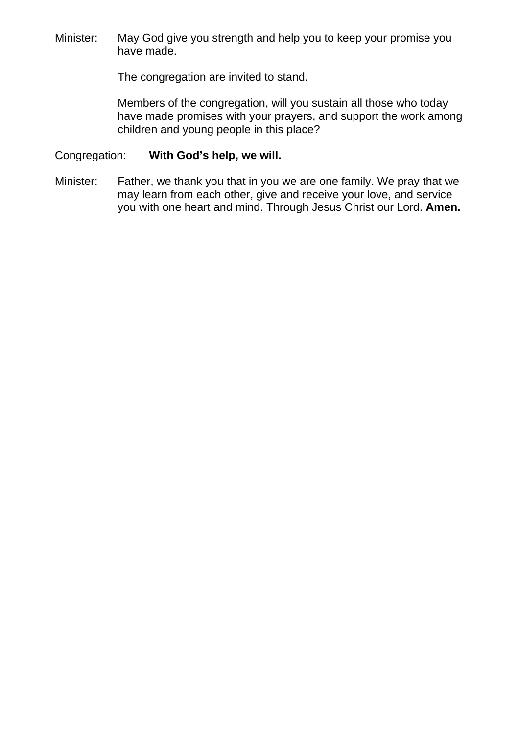Minister: May God give you strength and help you to keep your promise you have made.

The congregation are invited to stand.

Members of the congregation, will you sustain all those who today have made promises with your prayers, and support the work among children and young people in this place?

Congregation: **With God's help, we will.**

Minister: Father, we thank you that in you we are one family. We pray that we may learn from each other, give and receive your love, and service you with one heart and mind. Through Jesus Christ our Lord. **Amen.**